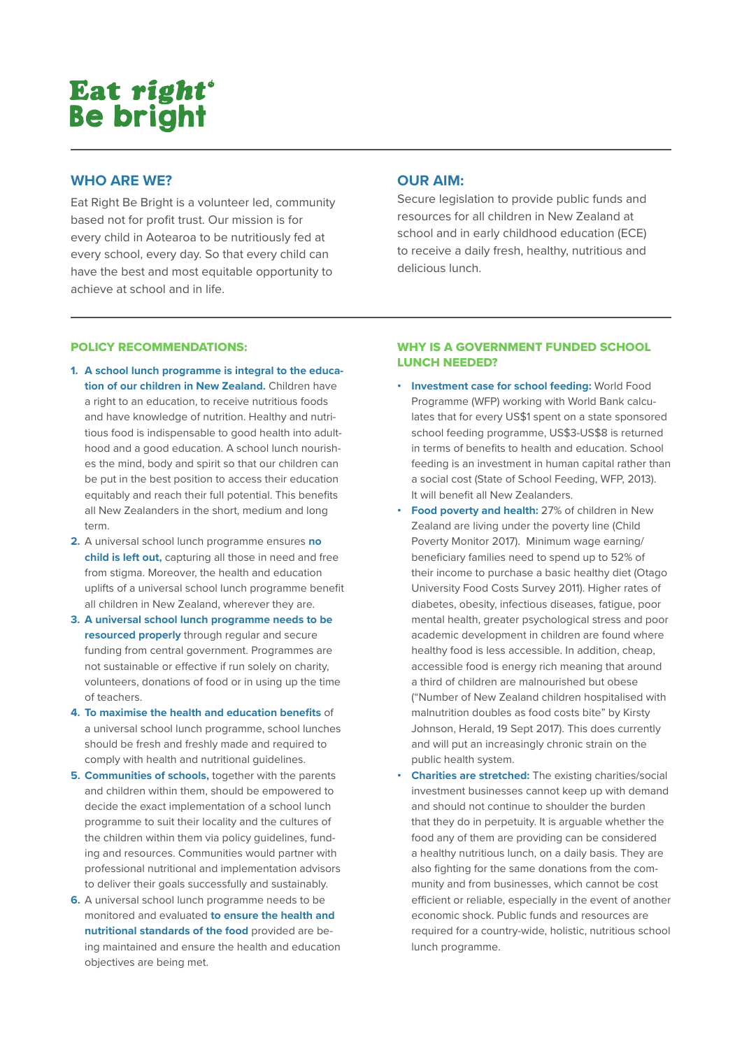# Eat right Be bright

## WHO ARE WE?

Eat Right Be Bright is a volunteer led, community based not for profit trust. Our mission is for every child in Aotearoa to be nutritiously fed at every school, every day. So that every child can have the best and most equitable opportunity to achieve at school and in life.

## OUR AIM:

Secure legislation to provide public funds and resources for all children in New Zealand at school and in early childhood education (ECE) to receive a daily fresh, healthy, nutritious and delicious lunch.

### POLICY RECOMMENDATIONS:

1. **A school lunch programme is integral to the education of our children in New Zealand.** Children have a right to an education, to receive nutritious foods and have knowledge of nutrition. Healthy and nutritious food is indispensable to good health into adulthood and a good education. A school lunch nourishes the mind, body and spirit so that our children can be put in the best position to access their education equitably and reach their full potential. This benefits all New Zealanders in the short, medium and long term.
2. A universal school lunch programme ensures **no child is left out,** capturing all those in need and free from stigma. Moreover, the health and education uplifts of a universal school lunch programme benefit all children in New Zealand, wherever they are.
3. **A universal school lunch programme needs to be resourced properly** through regular and secure funding from central government. Programmes are not sustainable or effective if run solely on charity, volunteers, donations of food or in using up the time of teachers.
4. **To maximise the health and education benefits** of a universal school lunch programme, school lunches should be fresh and freshly made and required to comply with health and nutritional guidelines.
5. **Communities of schools,** together with the parents and children within them, should be empowered to decide the exact implementation of a school lunch programme to suit their locality and the cultures of the children within them via policy guidelines, funding and resources. Communities would partner with professional nutritional and implementation advisors to deliver their goals successfully and sustainably.
6. A universal school lunch programme needs to be monitored and evaluated **to ensure the health and nutritional standards of the food** provided are being maintained and ensure the health and education objectives are being met.

### WHY IS A GOVERNMENT FUNDED SCHOOL LUNCH NEEDED?

- **Investment case for school feeding:** World Food Programme (WFP) working with World Bank calculates that for every US$1 spent on a state sponsored school feeding programme, US$3-US$8 is returned in terms of benefits to health and education. School feeding is an investment in human capital rather than a social cost (State of School Feeding, WFP, 2013). It will benefit all New Zealanders.
- **Food poverty and health:** 27% of children in New Zealand are living under the poverty line (Child Poverty Monitor 2017). Minimum wage earning/beneficiary families need to spend up to 52% of their income to purchase a basic healthy diet (Otago University Food Costs Survey 2011). Higher rates of diabetes, obesity, infectious diseases, fatigue, poor mental health, greater psychological stress and poor academic development in children are found where healthy food is less accessible. In addition, cheap, accessible food is energy rich meaning that around a third of children are malnourished but obese ("Number of New Zealand children hospitalised with malnutrition doubles as food costs bite" by Kirsty Johnson, Herald, 19 Sept 2017). This does currently and will put an increasingly chronic strain on the public health system.
- **Charities are stretched:** The existing charities/social investment businesses cannot keep up with demand and should not continue to shoulder the burden that they do in perpetuity. It is arguable whether the food any of them are providing can be considered a healthy nutritious lunch, on a daily basis. They are also fighting for the same donations from the community and from businesses, which cannot be cost efficient or reliable, especially in the event of another economic shock. Public funds and resources are required for a country-wide, holistic, nutritious school lunch programme.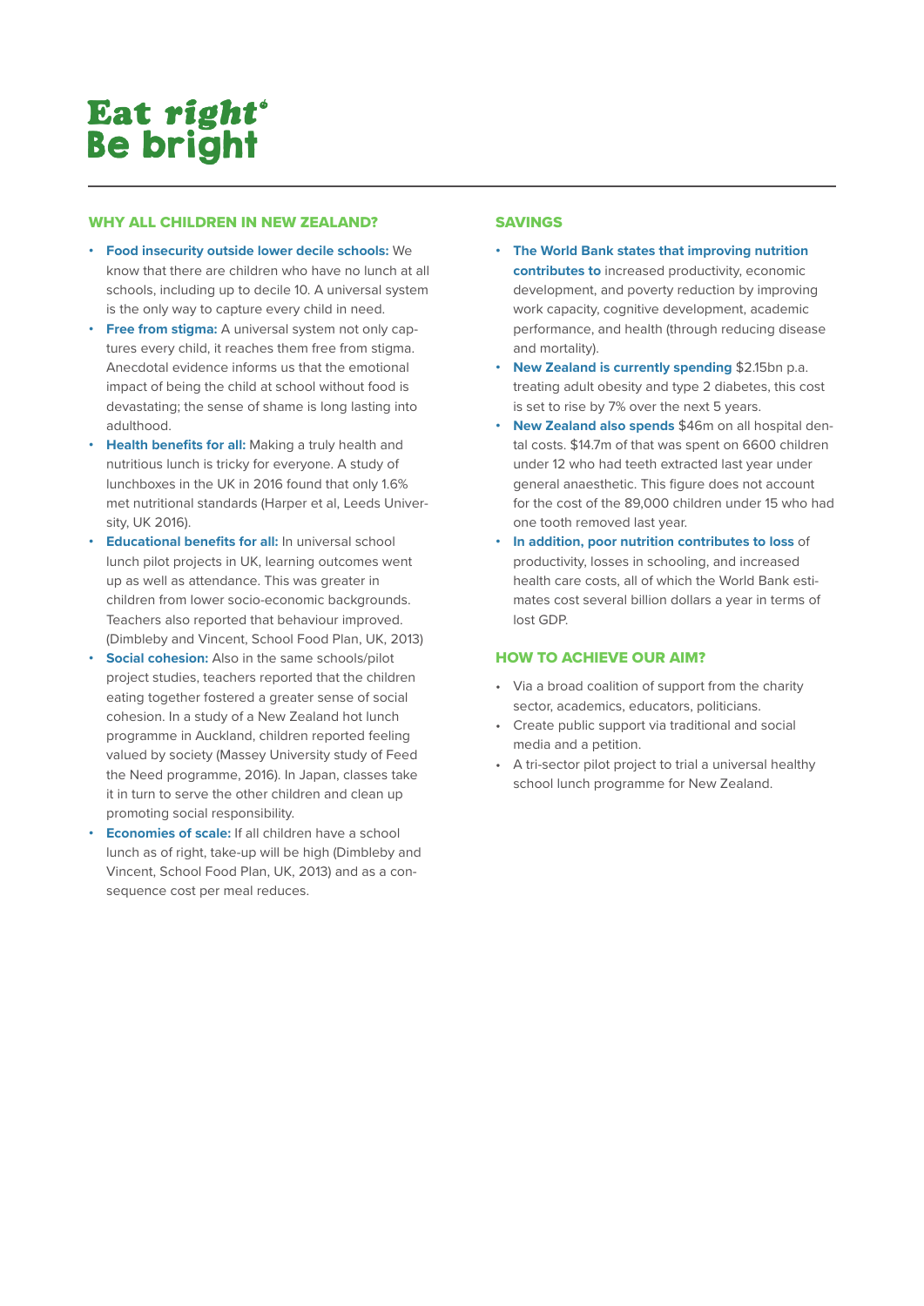# Eat right Be bright

## WHY ALL CHILDREN IN NEW ZEALAND?

- **Food insecurity outside lower decile schools:** We know that there are children who have no lunch at all schools, including up to decile 10. A universal system is the only way to capture every child in need.
- **Free from stigma:** A universal system not only captures every child, it reaches them free from stigma. Anecdotal evidence informs us that the emotional impact of being the child at school without food is devastating; the sense of shame is long lasting into adulthood.
- **Health benefits for all:** Making a truly health and nutritious lunch is tricky for everyone. A study of lunchboxes in the UK in 2016 found that only 1.6% met nutritional standards (Harper et al, Leeds University, UK 2016).
- **Educational benefits for all:** In universal school lunch pilot projects in UK, learning outcomes went up as well as attendance. This was greater in children from lower socio-economic backgrounds. Teachers also reported that behaviour improved. (Dimbleby and Vincent, School Food Plan, UK, 2013)
- **Social cohesion:** Also in the same schools/pilot project studies, teachers reported that the children eating together fostered a greater sense of social cohesion. In a study of a New Zealand hot lunch programme in Auckland, children reported feeling valued by society (Massey University study of Feed the Need programme, 2016). In Japan, classes take it in turn to serve the other children and clean up promoting social responsibility.
- **Economies of scale:** If all children have a school lunch as of right, take-up will be high (Dimbleby and Vincent, School Food Plan, UK, 2013) and as a consequence cost per meal reduces.

## SAVINGS

- **The World Bank states that improving nutrition contributes to** increased productivity, economic development, and poverty reduction by improving work capacity, cognitive development, academic performance, and health (through reducing disease and mortality).
- **New Zealand is currently spending** $2.15bn p.a. treating adult obesity and type 2 diabetes, this cost is set to rise by 7% over the next 5 years.
- **New Zealand also spends** $46m on all hospital dental costs. $14.7m of that was spent on 6600 children under 12 who had teeth extracted last year under general anaesthetic. This figure does not account for the cost of the 89,000 children under 15 who had one tooth removed last year.
- **In addition, poor nutrition contributes to loss** of productivity, losses in schooling, and increased health care costs, all of which the World Bank estimates cost several billion dollars a year in terms of lost GDP.

## HOW TO ACHIEVE OUR AIM?

- Via a broad coalition of support from the charity sector, academics, educators, politicians.
- Create public support via traditional and social media and a petition.
- A tri-sector pilot project to trial a universal healthy school lunch programme for New Zealand.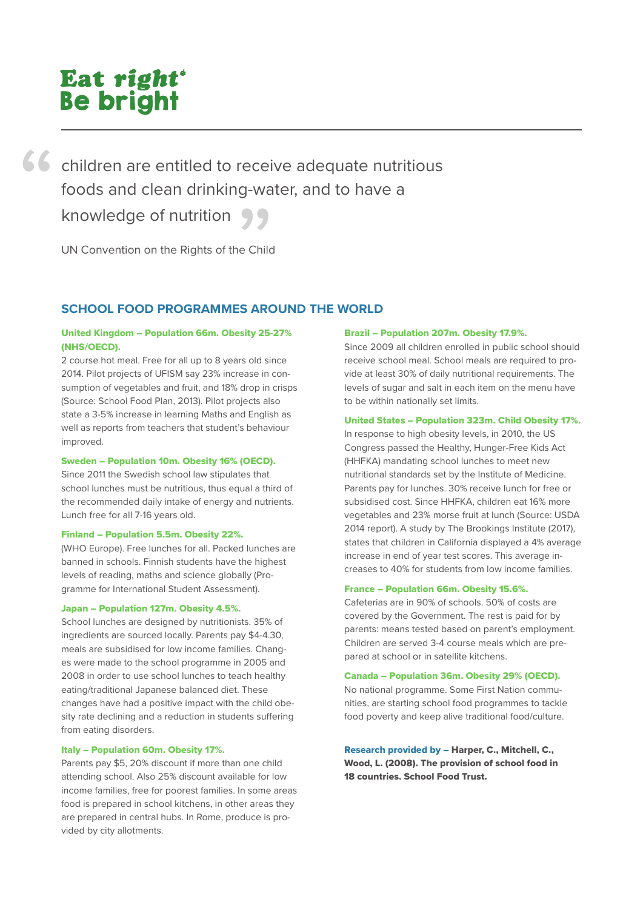Eat right
Be bright

> children are entitled to receive adequate nutritious foods and clean drinking-water, and to have a knowledge of nutrition

UN Convention on the Rights of the Child

## SCHOOL FOOD PROGRAMMES AROUND THE WORLD

**United Kingdom – Population 66m. Obesity 25-27% (NHS/OECD).**
2 course hot meal. Free for all up to 8 years old since 2014. Pilot projects of UFISM say 23% increase in consumption of vegetables and fruit, and 18% drop in crisps (Source: School Food Plan, 2013). Pilot projects also state a 3-5% increase in learning Maths and English as well as reports from teachers that student's behaviour improved.

**Sweden – Population 10m. Obesity 16% (OECD).**
Since 2011 the Swedish school law stipulates that school lunches must be nutritious, thus equal a third of the recommended daily intake of energy and nutrients. Lunch free for all 7-16 years old.

**Finland – Population 5.5m. Obesity 22%.**
(WHO Europe). Free lunches for all. Packed lunches are banned in schools. Finnish students have the highest levels of reading, maths and science globally (Programme for International Student Assessment).

**Japan – Population 127m. Obesity 4.5%.**
School lunches are designed by nutritionists. 35% of ingredients are sourced locally. Parents pay $4-4.30, meals are subsidised for low income families. Changes were made to the school programme in 2005 and 2008 in order to use school lunches to teach healthy eating/traditional Japanese balanced diet. These changes have had a positive impact with the child obesity rate declining and a reduction in students suffering from eating disorders.

**Italy – Population 60m. Obesity 17%.**
Parents pay $5, 20% discount if more than one child attending school. Also 25% discount available for low income families, free for poorest families. In some areas food is prepared in school kitchens, in other areas they are prepared in central hubs. In Rome, produce is provided by city allotments.

**Brazil – Population 207m. Obesity 17.9%.**
Since 2009 all children enrolled in public school should receive school meal. School meals are required to provide at least 30% of daily nutritional requirements. The levels of sugar and salt in each item on the menu have to be within nationally set limits.

**United States – Population 323m. Child Obesity 17%.**
In response to high obesity levels, in 2010, the US Congress passed the Healthy, Hunger-Free Kids Act (HHFKA) mandating school lunches to meet new nutritional standards set by the Institute of Medicine. Parents pay for lunches. 30% receive lunch for free or subsidised cost. Since HHFKA, children eat 16% more vegetables and 23% morse fruit at lunch (Source: USDA 2014 report). A study by The Brookings Institute (2017), states that children in California displayed a 4% average increase in end of year test scores. This average increases to 40% for students from low income families.

**France – Population 66m. Obesity 15.6%.**
Cafeterias are in 90% of schools. 50% of costs are covered by the Government. The rest is paid for by parents: means tested based on parent's employment. Children are served 3-4 course meals which are prepared at school or in satellite kitchens.

**Canada – Population 36m. Obesity 29% (OECD).**
No national programme. Some First Nation communities, are starting school food programmes to tackle food poverty and keep alive traditional food/culture.

**Research provided by – Harper, C., Mitchell, C., Wood, L. (2008). The provision of school food in 18 countries. School Food Trust.**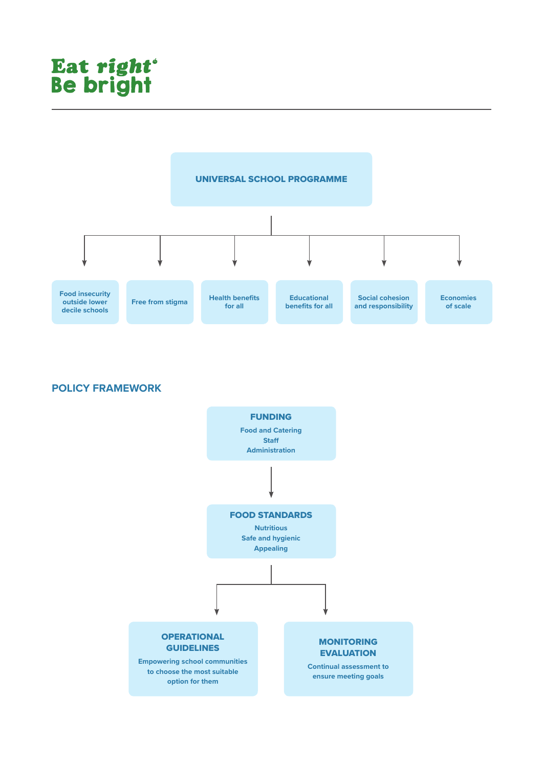Eat right
Be bright

UNIVERSAL SCHOOL PROGRAMME

- Food insecurity outside lower decile schools
- Free from stigma
- Health benefits for all
- Educational benefits for all
- Social cohesion and responsibility
- Economies of scale

## POLICY FRAMEWORK

**FUNDING**
Food and Catering
Staff
Administration

**FOOD STANDARDS**
Nutritious
Safe and hygienic
Appealing

**OPERATIONAL GUIDELINES**
Empowering school communities to choose the most suitable option for them

**MONITORING EVALUATION**
Continual assessment to ensure meeting goals